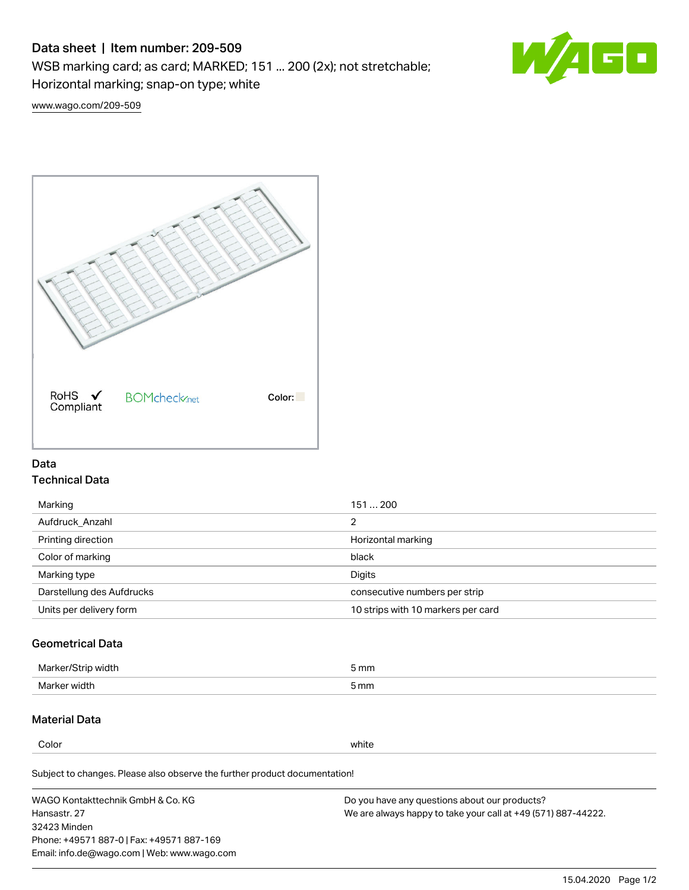# Data sheet | Item number: 209-509

WSB marking card; as card; MARKED; 151 ... 200 (2x); not stretchable; Horizontal marking; snap-on type; white

www.wago.com/209-509

RoHS Compliant ✓ BOMcheck.net Color:

## Data

### Technical Data

| | |
|---|---|
| Marking | 151 … 200 |
| Aufdruck_Anzahl | 2 |
| Printing direction | Horizontal marking |
| Color of marking | black |
| Marking type | Digits |
| Darstellung des Aufdrucks | consecutive numbers per strip |
| Units per delivery form | 10 strips with 10 markers per card |

### Geometrical Data

| | |
|---|---|
| Marker/Strip width | 5 mm |
| Marker width | 5 mm |

### Material Data

| | |
|---|---|
| Color | white |

Subject to changes. Please also observe the further product documentation!

WAGO Kontakttechnik GmbH & Co. KG
Hansastr. 27
32423 Minden
Phone: +49571 887-0 | Fax: +49571 887-169
Email: info.de@wago.com | Web: www.wago.com

Do you have any questions about our products?
We are always happy to take your call at +49 (571) 887-44222.

15.04.2020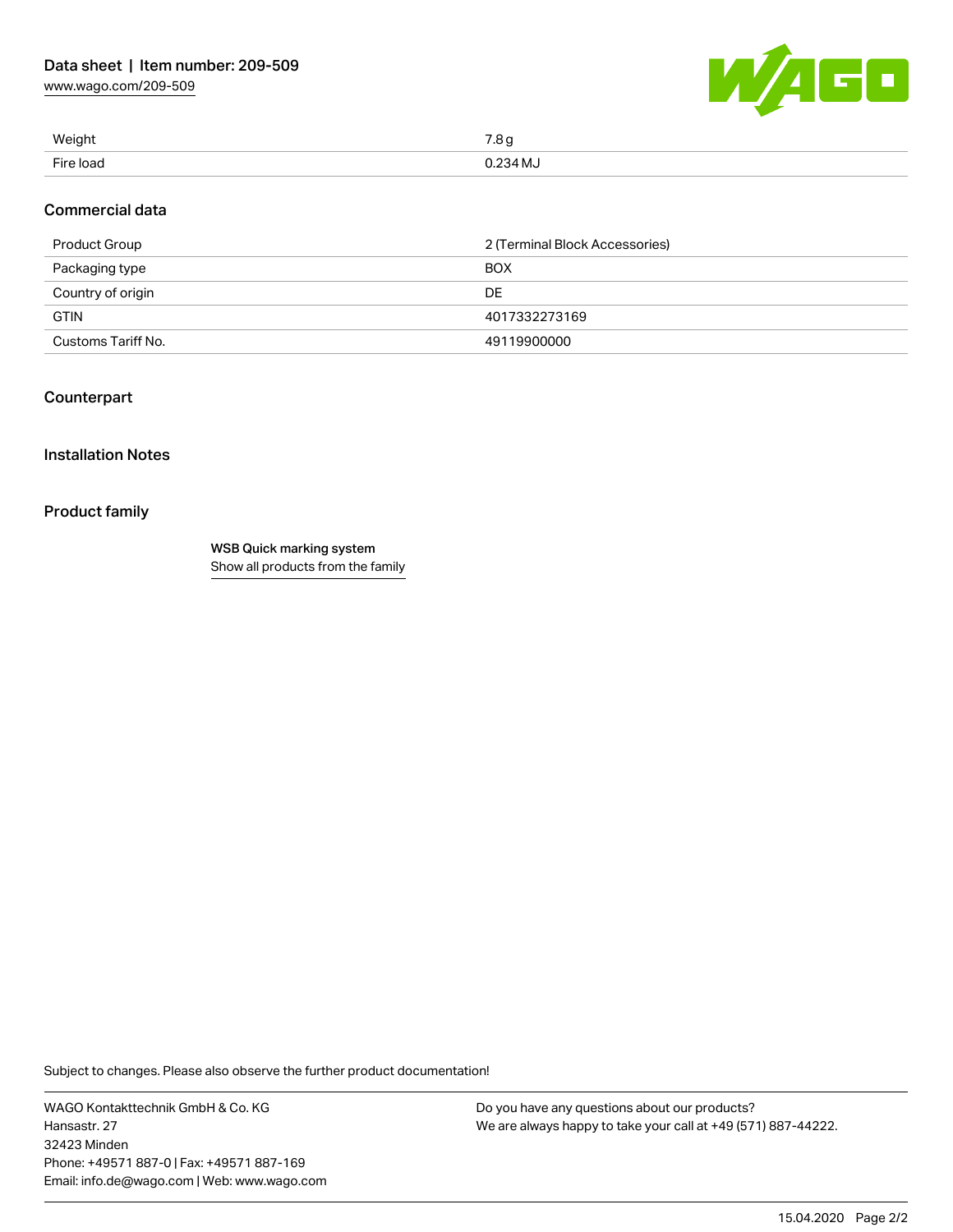| | |
|---|---|
| Weight | 7.8 g |
| Fire load | 0.234 MJ |

## Commercial data

| | |
|---|---|
| Product Group | 2 (Terminal Block Accessories) |
| Packaging type | BOX |
| Country of origin | DE |
| GTIN | 4017332273169 |
| Customs Tariff No. | 49119900000 |

## Counterpart

## Installation Notes

## Product family

WSB Quick marking system
Show all products from the family

Subject to changes. Please also observe the further product documentation!

WAGO Kontakttechnik GmbH & Co. KG
Hansastr. 27
32423 Minden
Phone: +49571 887-0 | Fax: +49571 887-169
Email: info.de@wago.com | Web: www.wago.com

Do you have any questions about our products?
We are always happy to take your call at +49 (571) 887-44222.

15.04.2020